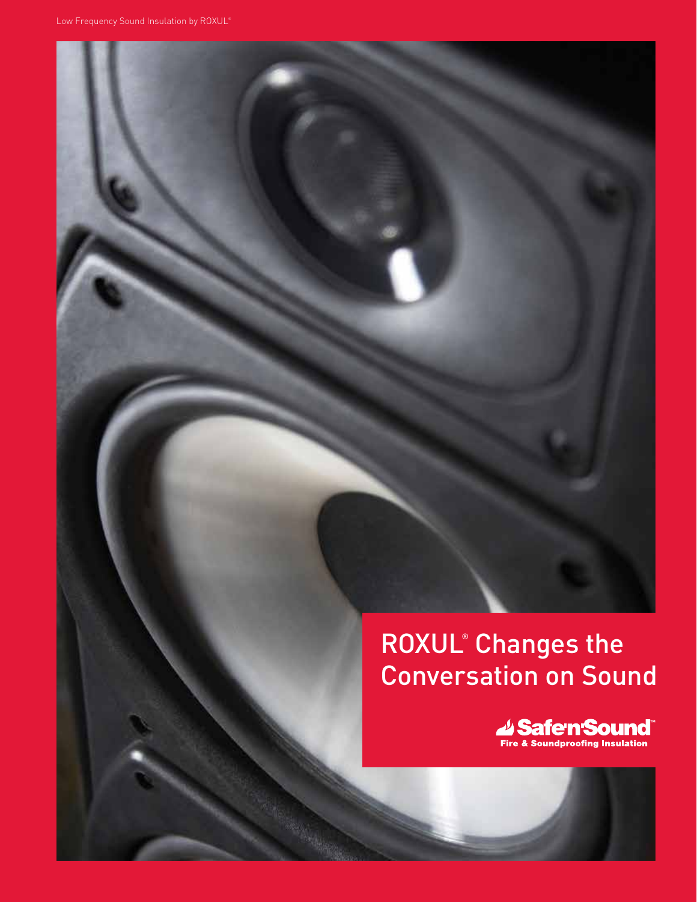Low Frequency Sound Insulation by ROXUL®

# ROXUL® Changes the Conversation on Sound

Safe'n'Sound™

Fire & Soundproofing Insulation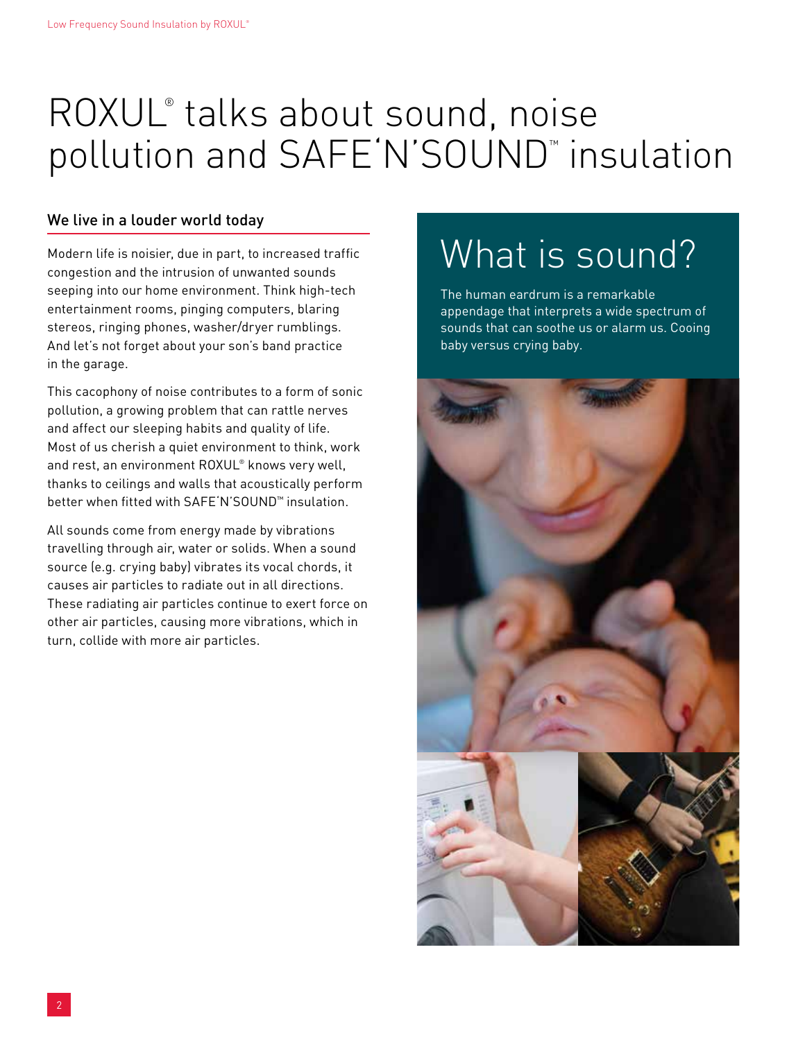# ROXUL® talks about sound, noise pollution and SAFE'N'SOUND™ insulation

## We live in a louder world today

Modern life is noisier, due in part, to increased traffic congestion and the intrusion of unwanted sounds seeping into our home environment. Think high-tech entertainment rooms, pinging computers, blaring stereos, ringing phones, washer/dryer rumblings. And let's not forget about your son's band practice in the garage.

This cacophony of noise contributes to a form of sonic pollution, a growing problem that can rattle nerves and affect our sleeping habits and quality of life. Most of us cherish a quiet environment to think, work and rest, an environment ROXUL® knows very well, thanks to ceilings and walls that acoustically perform better when fitted with SAFE'N'SOUND™ insulation.

All sounds come from energy made by vibrations travelling through air, water or solids. When a sound source (e.g. crying baby) vibrates its vocal chords, it causes air particles to radiate out in all directions. These radiating air particles continue to exert force on other air particles, causing more vibrations, which in turn, collide with more air particles.

## What is sound?

The human eardrum is a remarkable appendage that interprets a wide spectrum of sounds that can soothe us or alarm us. Cooing baby versus crying baby.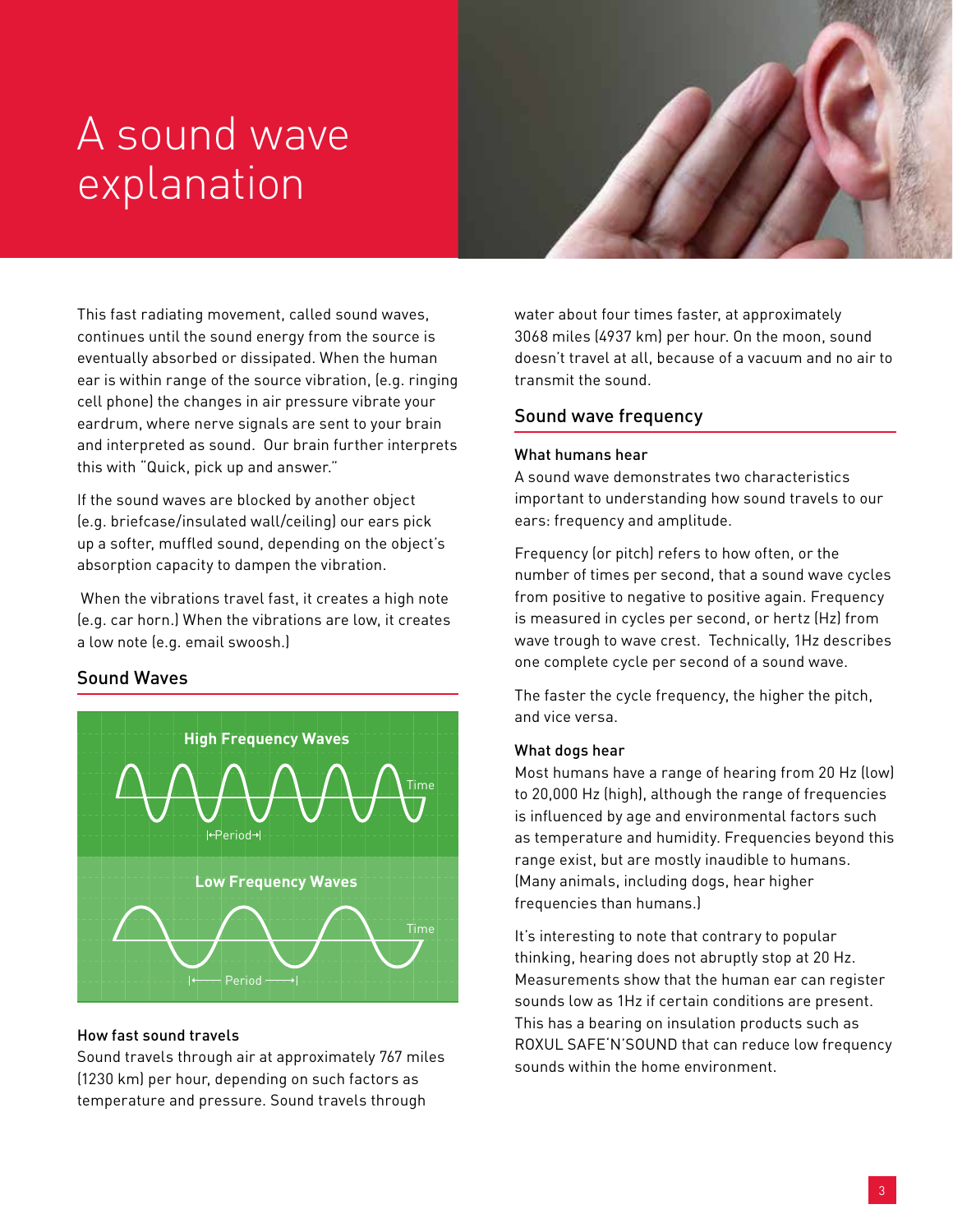# A sound wave explanation

This fast radiating movement, called sound waves, continues until the sound energy from the source is eventually absorbed or dissipated. When the human ear is within range of the source vibration, (e.g. ringing cell phone) the changes in air pressure vibrate your eardrum, where nerve signals are sent to your brain and interpreted as sound. Our brain further interprets this with "Quick, pick up and answer."

If the sound waves are blocked by another object (e.g. briefcase/insulated wall/ceiling) our ears pick up a softer, muffled sound, depending on the object's absorption capacity to dampen the vibration.

When the vibrations travel fast, it creates a high note (e.g. car horn.) When the vibrations are low, it creates a low note (e.g. email swoosh.)

## Sound Waves

High Frequency Waves

Time

Period

Low Frequency Waves

Time

Period

### How fast sound travels

Sound travels through air at approximately 767 miles (1230 km) per hour, depending on such factors as temperature and pressure. Sound travels through water about four times faster, at approximately 3068 miles (4937 km) per hour. On the moon, sound doesn't travel at all, because of a vacuum and no air to transmit the sound.

## Sound wave frequency

### What humans hear

A sound wave demonstrates two characteristics important to understanding how sound travels to our ears: frequency and amplitude.

Frequency (or pitch) refers to how often, or the number of times per second, that a sound wave cycles from positive to negative to positive again. Frequency is measured in cycles per second, or hertz (Hz) from wave trough to wave crest. Technically, 1Hz describes one complete cycle per second of a sound wave.

The faster the cycle frequency, the higher the pitch, and vice versa.

### What dogs hear

Most humans have a range of hearing from 20 Hz (low) to 20,000 Hz (high), although the range of frequencies is influenced by age and environmental factors such as temperature and humidity. Frequencies beyond this range exist, but are mostly inaudible to humans. (Many animals, including dogs, hear higher frequencies than humans.)

It's interesting to note that contrary to popular thinking, hearing does not abruptly stop at 20 Hz. Measurements show that the human ear can register sounds low as 1Hz if certain conditions are present. This has a bearing on insulation products such as ROXUL SAFE'N'SOUND that can reduce low frequency sounds within the home environment.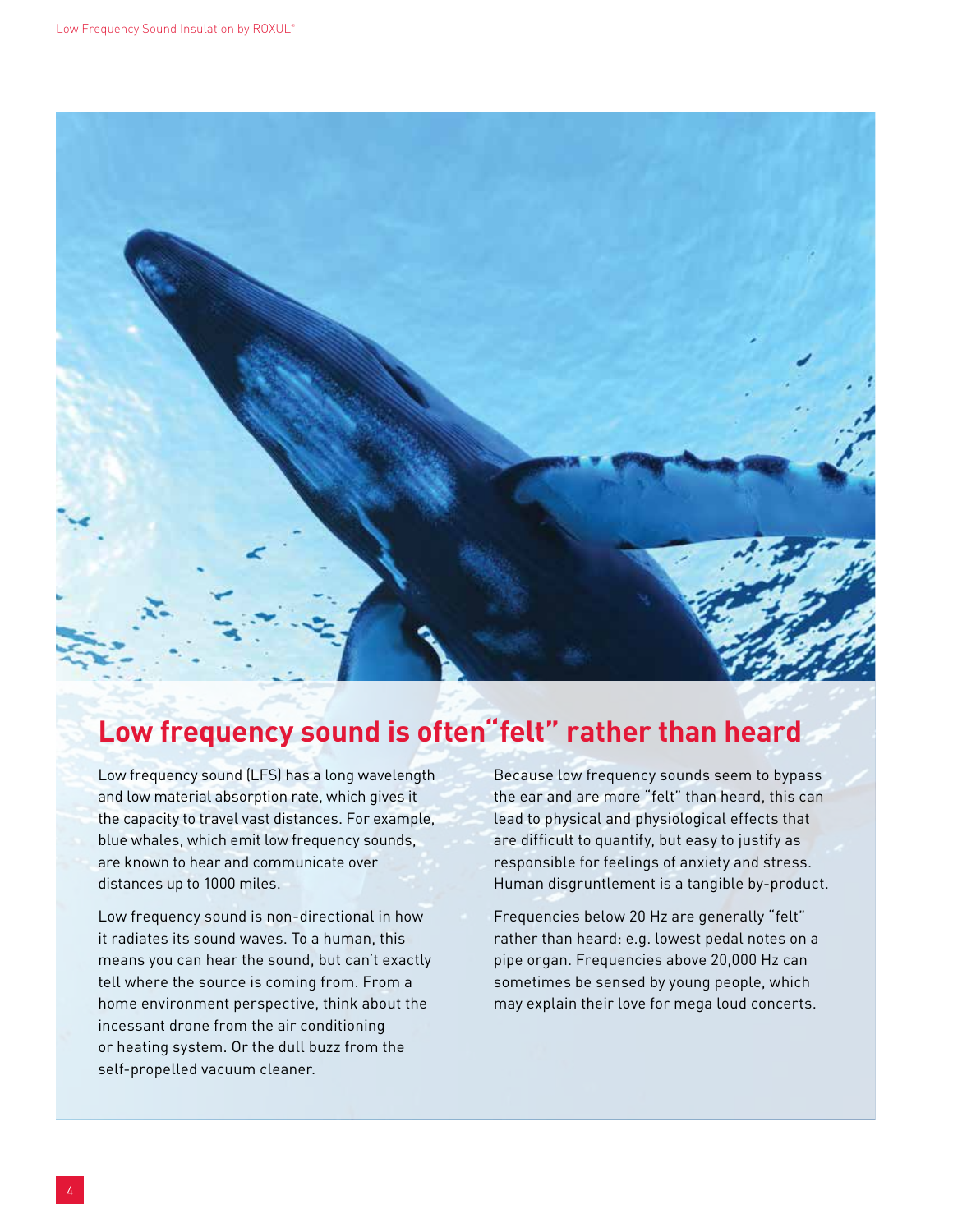## Low frequency sound is often "felt" rather than heard

Low frequency sound (LFS) has a long wavelength and low material absorption rate, which gives it the capacity to travel vast distances. For example, blue whales, which emit low frequency sounds, are known to hear and communicate over distances up to 1000 miles.

Low frequency sound is non-directional in how it radiates its sound waves. To a human, this means you can hear the sound, but can't exactly tell where the source is coming from. From a home environment perspective, think about the incessant drone from the air conditioning or heating system. Or the dull buzz from the self-propelled vacuum cleaner.

Because low frequency sounds seem to bypass the ear and are more "felt" than heard, this can lead to physical and physiological effects that are difficult to quantify, but easy to justify as responsible for feelings of anxiety and stress. Human disgruntlement is a tangible by-product.

Frequencies below 20 Hz are generally "felt" rather than heard: e.g. lowest pedal notes on a pipe organ. Frequencies above 20,000 Hz can sometimes be sensed by young people, which may explain their love for mega loud concerts.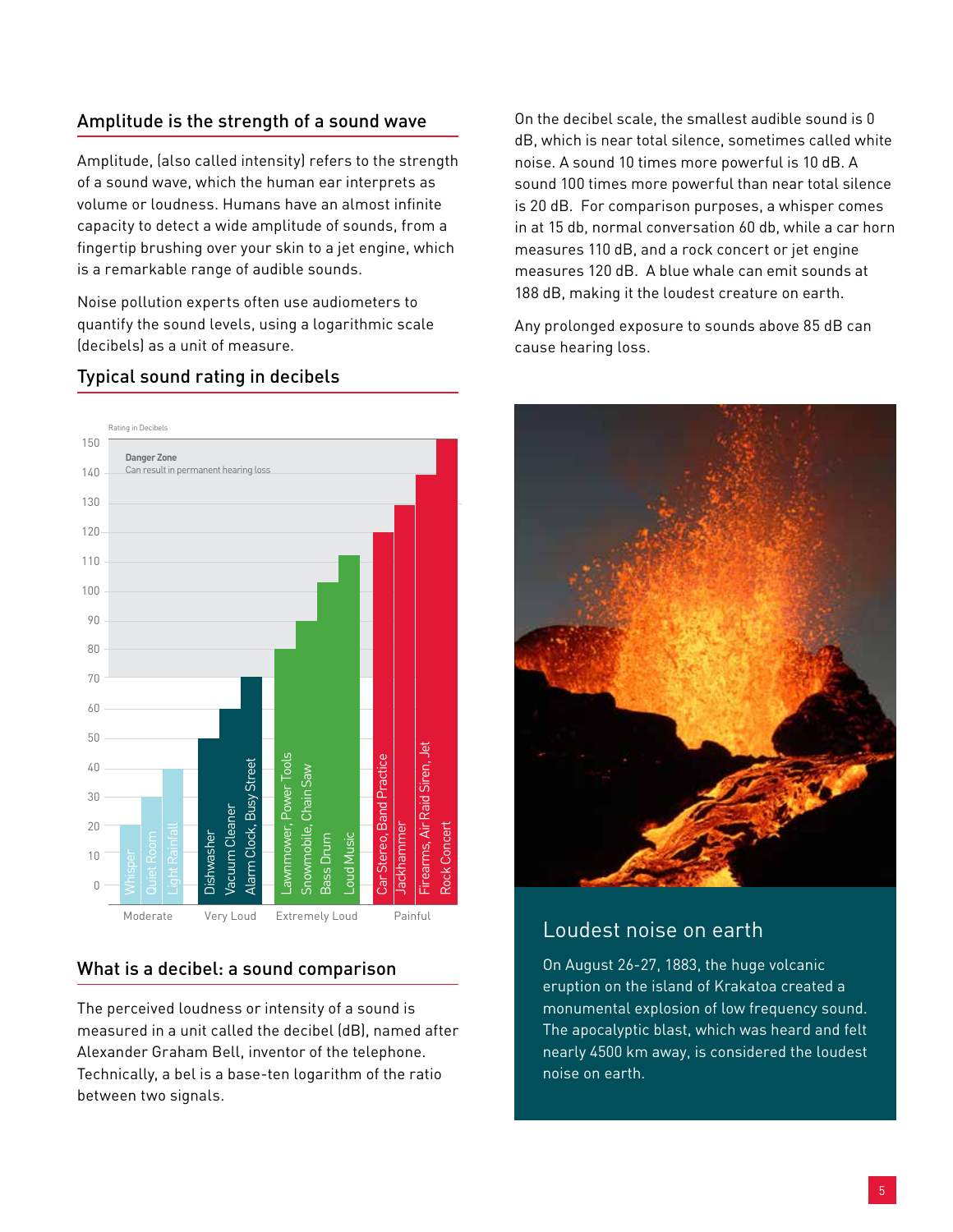## Amplitude is the strength of a sound wave

Amplitude, (also called intensity) refers to the strength of a sound wave, which the human ear interprets as volume or loudness. Humans have an almost infinite capacity to detect a wide amplitude of sounds, from a fingertip brushing over your skin to a jet engine, which is a remarkable range of audible sounds.

Noise pollution experts often use audiometers to quantify the sound levels, using a logarithmic scale (decibels) as a unit of measure.

## Typical sound rating in decibels

Rating in Decibels

Danger Zone
Can result in permanent hearing loss

| Category | Sound | Rating in Decibels |
|---|---|---|
| Moderate | Whisper | 20 |
| Moderate | Quiet Room | 30 |
| Moderate | Light Rainfall | 40 |
| Very Loud | Dishwasher | 50 |
| Very Loud | Vacuum Cleaner | 60 |
| Very Loud | Alarm Clock, Busy Street | 70 |
| Extremely Loud | Lawnmower, Power Tools | 80 |
| Extremely Loud | Snowmobile, Chain Saw | 90 |
| Extremely Loud | Bass Drum | 103 |
| Extremely Loud | Loud Music | 112 |
| Painful | Car Stereo, Band Practice | 120 |
| Painful | Jackhammer | 130 |
| Painful | Firearms, Air Raid Siren, Jet | 140 |
| Painful | Rock Concert | 150 |

## What is a decibel: a sound comparison

The perceived loudness or intensity of a sound is measured in a unit called the decibel (dB), named after Alexander Graham Bell, inventor of the telephone. Technically, a bel is a base-ten logarithm of the ratio between two signals.

On the decibel scale, the smallest audible sound is 0 dB, which is near total silence, sometimes called white noise. A sound 10 times more powerful is 10 dB. A sound 100 times more powerful than near total silence is 20 dB. For comparison purposes, a whisper comes in at 15 db, normal conversation 60 db, while a car horn measures 110 dB, and a rock concert or jet engine measures 120 dB. A blue whale can emit sounds at 188 dB, making it the loudest creature on earth.

Any prolonged exposure to sounds above 85 dB can cause hearing loss.

## Loudest noise on earth

On August 26-27, 1883, the huge volcanic eruption on the island of Krakatoa created a monumental explosion of low frequency sound. The apocalyptic blast, which was heard and felt nearly 4500 km away, is considered the loudest noise on earth.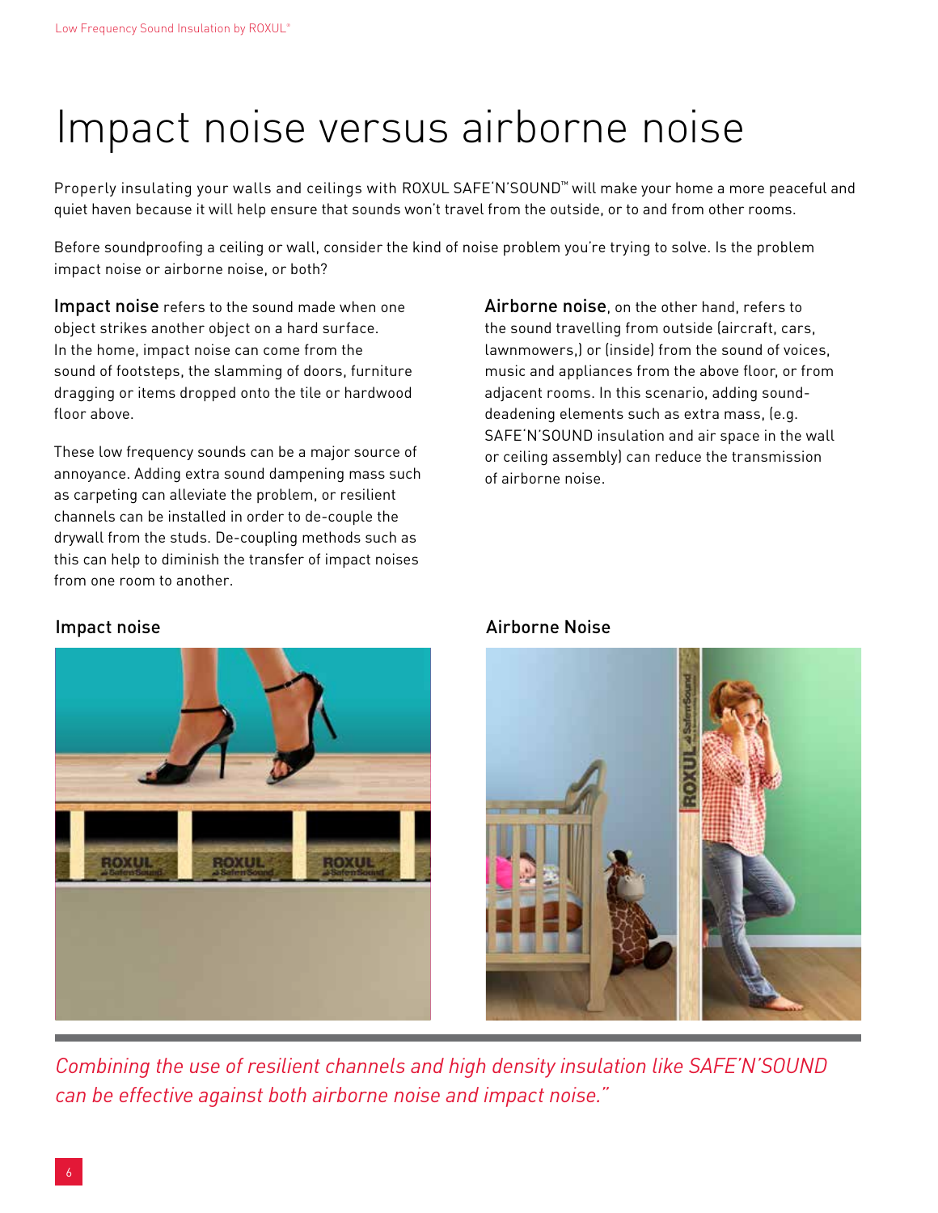# Impact noise versus airborne noise

Properly insulating your walls and ceilings with ROXUL SAFE'N'SOUND™ will make your home a more peaceful and quiet haven because it will help ensure that sounds won't travel from the outside, or to and from other rooms.

Before soundproofing a ceiling or wall, consider the kind of noise problem you're trying to solve. Is the problem impact noise or airborne noise, or both?

**Impact noise** refers to the sound made when one object strikes another object on a hard surface. In the home, impact noise can come from the sound of footsteps, the slamming of doors, furniture dragging or items dropped onto the tile or hardwood floor above.

These low frequency sounds can be a major source of annoyance. Adding extra sound dampening mass such as carpeting can alleviate the problem, or resilient channels can be installed in order to de-couple the drywall from the studs. De-coupling methods such as this can help to diminish the transfer of impact noises from one room to another.

**Airborne noise**, on the other hand, refers to the sound travelling from outside (aircraft, cars, lawnmowers,) or (inside) from the sound of voices, music and appliances from the above floor, or from adjacent rooms. In this scenario, adding sound-deadening elements such as extra mass, (e.g. SAFE'N'SOUND insulation and air space in the wall or ceiling assembly) can reduce the transmission of airborne noise.

Impact noise

Airborne Noise

*Combining the use of resilient channels and high density insulation like SAFE'N'SOUND can be effective against both airborne noise and impact noise."*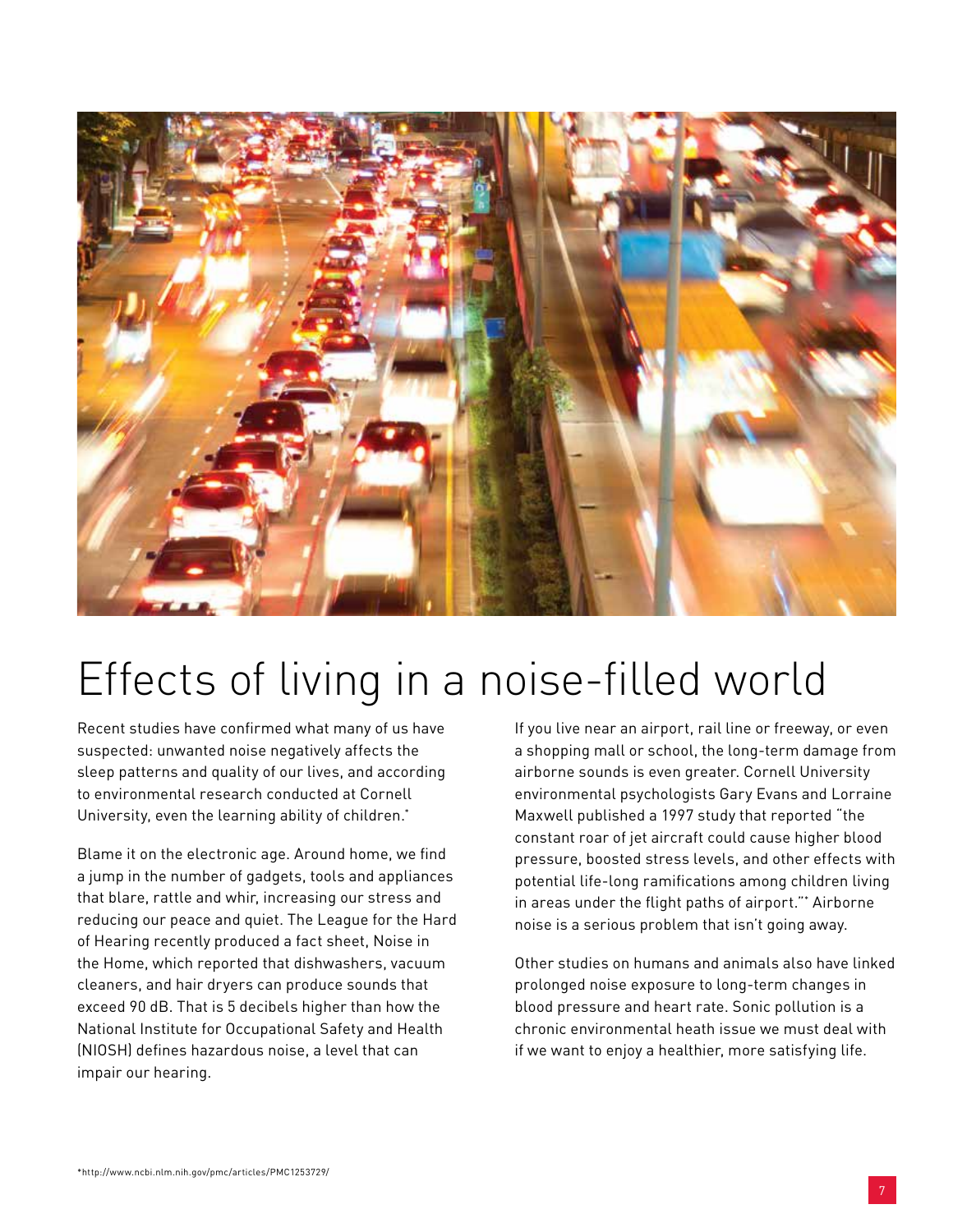# Effects of living in a noise-filled world

Recent studies have confirmed what many of us have suspected: unwanted noise negatively affects the sleep patterns and quality of our lives, and according to environmental research conducted at Cornell University, even the learning ability of children.*

Blame it on the electronic age. Around home, we find a jump in the number of gadgets, tools and appliances that blare, rattle and whir, increasing our stress and reducing our peace and quiet. The League for the Hard of Hearing recently produced a fact sheet, Noise in the Home, which reported that dishwashers, vacuum cleaners, and hair dryers can produce sounds that exceed 90 dB. That is 5 decibels higher than how the National Institute for Occupational Safety and Health (NIOSH) defines hazardous noise, a level that can impair our hearing.

If you live near an airport, rail line or freeway, or even a shopping mall or school, the long-term damage from airborne sounds is even greater. Cornell University environmental psychologists Gary Evans and Lorraine Maxwell published a 1997 study that reported "the constant roar of jet aircraft could cause higher blood pressure, boosted stress levels, and other effects with potential life-long ramifications among children living in areas under the flight paths of airport."* Airborne noise is a serious problem that isn't going away.

Other studies on humans and animals also have linked prolonged noise exposure to long-term changes in blood pressure and heart rate. Sonic pollution is a chronic environmental heath issue we must deal with if we want to enjoy a healthier, more satisfying life.

*http://www.ncbi.nlm.nih.gov/pmc/articles/PMC1253729/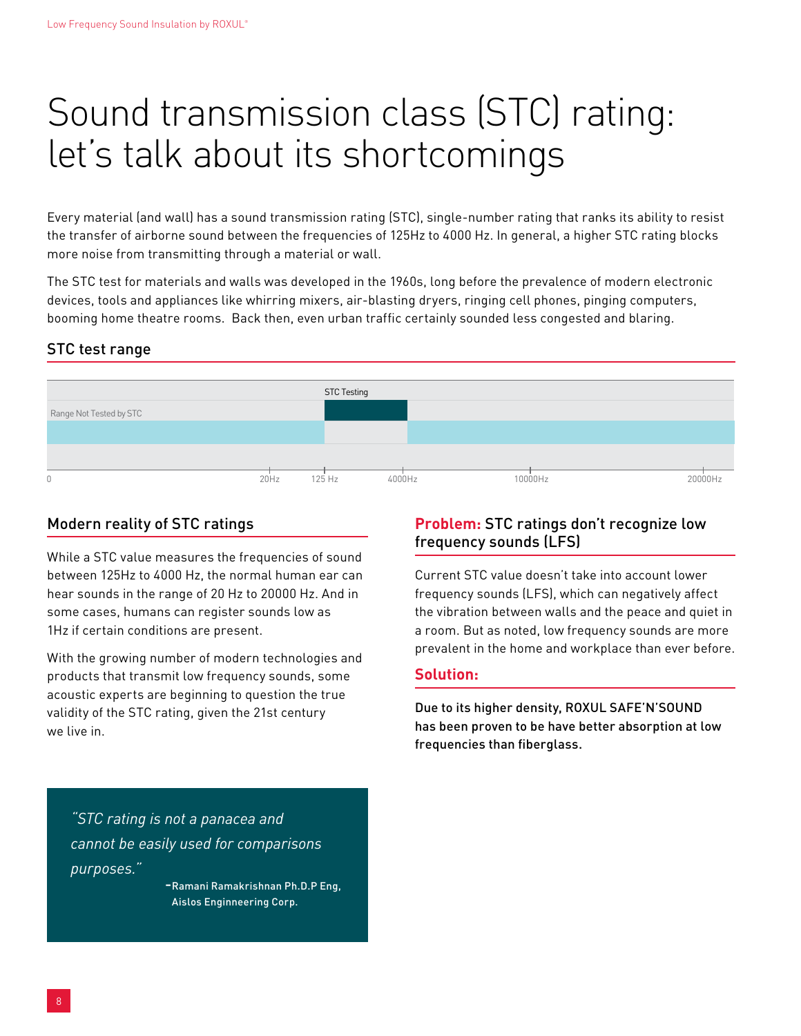# Sound transmission class (STC) rating: let's talk about its shortcomings

Every material (and wall) has a sound transmission rating (STC), single-number rating that ranks its ability to resist the transfer of airborne sound between the frequencies of 125Hz to 4000 Hz. In general, a higher STC rating blocks more noise from transmitting through a material or wall.

The STC test for materials and walls was developed in the 1960s, long before the prevalence of modern electronic devices, tools and appliances like whirring mixers, air-blasting dryers, ringing cell phones, pinging computers, booming home theatre rooms. Back then, even urban traffic certainly sounded less congested and blaring.

## STC test range

STC Testing

Range Not Tested by STC

0 | 20Hz | 125 Hz | 4000Hz | 10000Hz | 20000Hz

## Modern reality of STC ratings

While a STC value measures the frequencies of sound between 125Hz to 4000 Hz, the normal human ear can hear sounds in the range of 20 Hz to 20000 Hz. And in some cases, humans can register sounds low as 1Hz if certain conditions are present.

With the growing number of modern technologies and products that transmit low frequency sounds, some acoustic experts are beginning to question the true validity of the STC rating, given the 21st century we live in.

> *"STC rating is not a panacea and cannot be easily used for comparisons purposes."*
>
> **-Ramani Ramakrishnan Ph.D.P Eng, Aislos Enginneering Corp.**

## Problem: STC ratings don't recognize low frequency sounds (LFS)

Current STC value doesn't take into account lower frequency sounds (LFS), which can negatively affect the vibration between walls and the peace and quiet in a room. But as noted, low frequency sounds are more prevalent in the home and workplace than ever before.

## Solution:

**Due to its higher density, ROXUL SAFE'N'SOUND has been proven to be have better absorption at low frequencies than fiberglass.**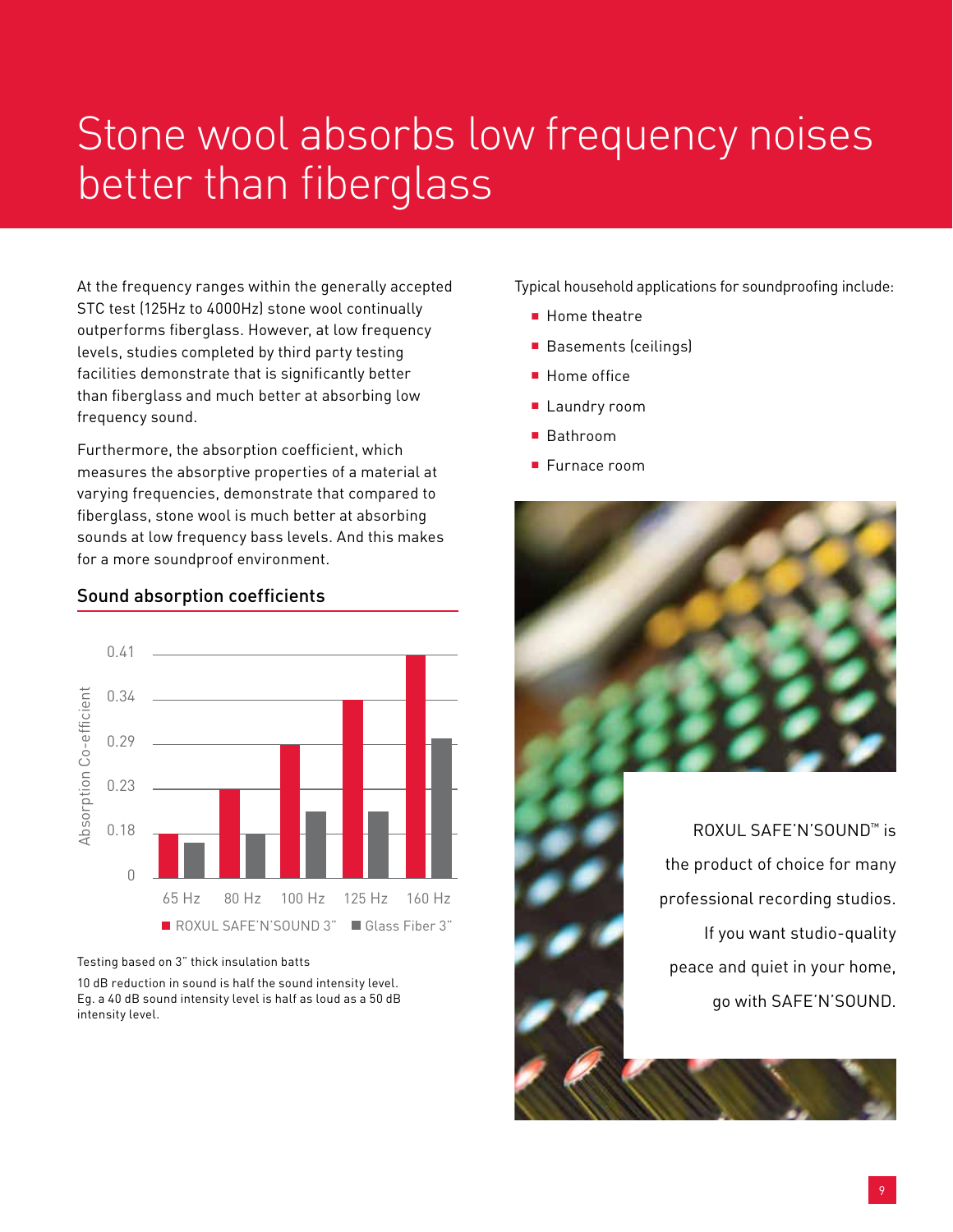# Stone wool absorbs low frequency noises better than fiberglass

At the frequency ranges within the generally accepted STC test (125Hz to 4000Hz) stone wool continually outperforms fiberglass. However, at low frequency levels, studies completed by third party testing facilities demonstrate that is significantly better than fiberglass and much better at absorbing low frequency sound.

Furthermore, the absorption coefficient, which measures the absorptive properties of a material at varying frequencies, demonstrate that compared to fiberglass, stone wool is much better at absorbing sounds at low frequency bass levels. And this makes for a more soundproof environment.

## Sound absorption coefficients

Absorption Co-efficient

0.41, 0.34, 0.29, 0.23, 0.18, 0

65 Hz, 80 Hz, 100 Hz, 125 Hz, 160 Hz

ROXUL SAFE'N'SOUND 3" | Glass Fiber 3"

Testing based on 3" thick insulation batts

10 dB reduction in sound is half the sound intensity level. Eg. a 40 dB sound intensity level is half as loud as a 50 dB intensity level.

Typical household applications for soundproofing include:

- Home theatre
- Basements (ceilings)
- Home office
- Laundry room
- Bathroom
- Furnace room

ROXUL SAFE'N'SOUND™ is the product of choice for many professional recording studios. If you want studio-quality peace and quiet in your home, go with SAFE'N'SOUND.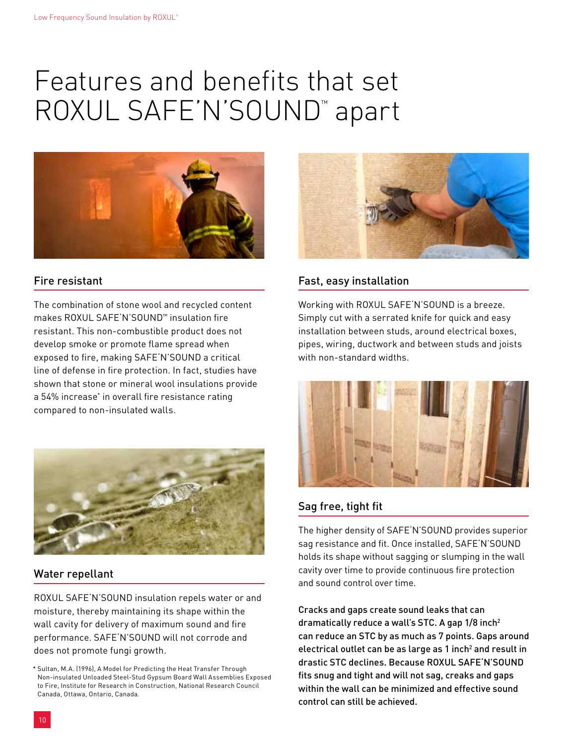# Features and benefits that set ROXUL SAFE'N'SOUND™ apart

## Fire resistant

The combination of stone wool and recycled content makes ROXUL SAFE'N'SOUND™ insulation fire resistant. This non-combustible product does not develop smoke or promote flame spread when exposed to fire, making SAFE'N'SOUND a critical line of defense in fire protection. In fact, studies have shown that stone or mineral wool insulations provide a 54% increase* in overall fire resistance rating compared to non-insulated walls.

## Water repellant

ROXUL SAFE'N'SOUND insulation repels water or and moisture, thereby maintaining its shape within the wall cavity for delivery of maximum sound and fire performance. SAFE'N'SOUND will not corrode and does not promote fungi growth.

\* Sultan, M.A. (1996), A Model for Predicting the Heat Transfer Through Non-insulated Unloaded Steel-Stud Gypsum Board Wall Assemblies Exposed to Fire, Institute for Research in Construction, National Research Council Canada, Ottawa, Ontario, Canada.

## Fast, easy installation

Working with ROXUL SAFE'N'SOUND is a breeze. Simply cut with a serrated knife for quick and easy installation between studs, around electrical boxes, pipes, wiring, ductwork and between studs and joists with non-standard widths.

## Sag free, tight fit

The higher density of SAFE'N'SOUND provides superior sag resistance and fit. Once installed, SAFE'N'SOUND holds its shape without sagging or slumping in the wall cavity over time to provide continuous fire protection and sound control over time.

**Cracks and gaps create sound leaks that can dramatically reduce a wall's STC. A gap 1/8 inch$^2$ can reduce an STC by as much as 7 points. Gaps around electrical outlet can be as large as 1 inch$^2$ and result in drastic STC declines. Because ROXUL SAFE'N'SOUND fits snug and tight and will not sag, creaks and gaps within the wall can be minimized and effective sound control can still be achieved.**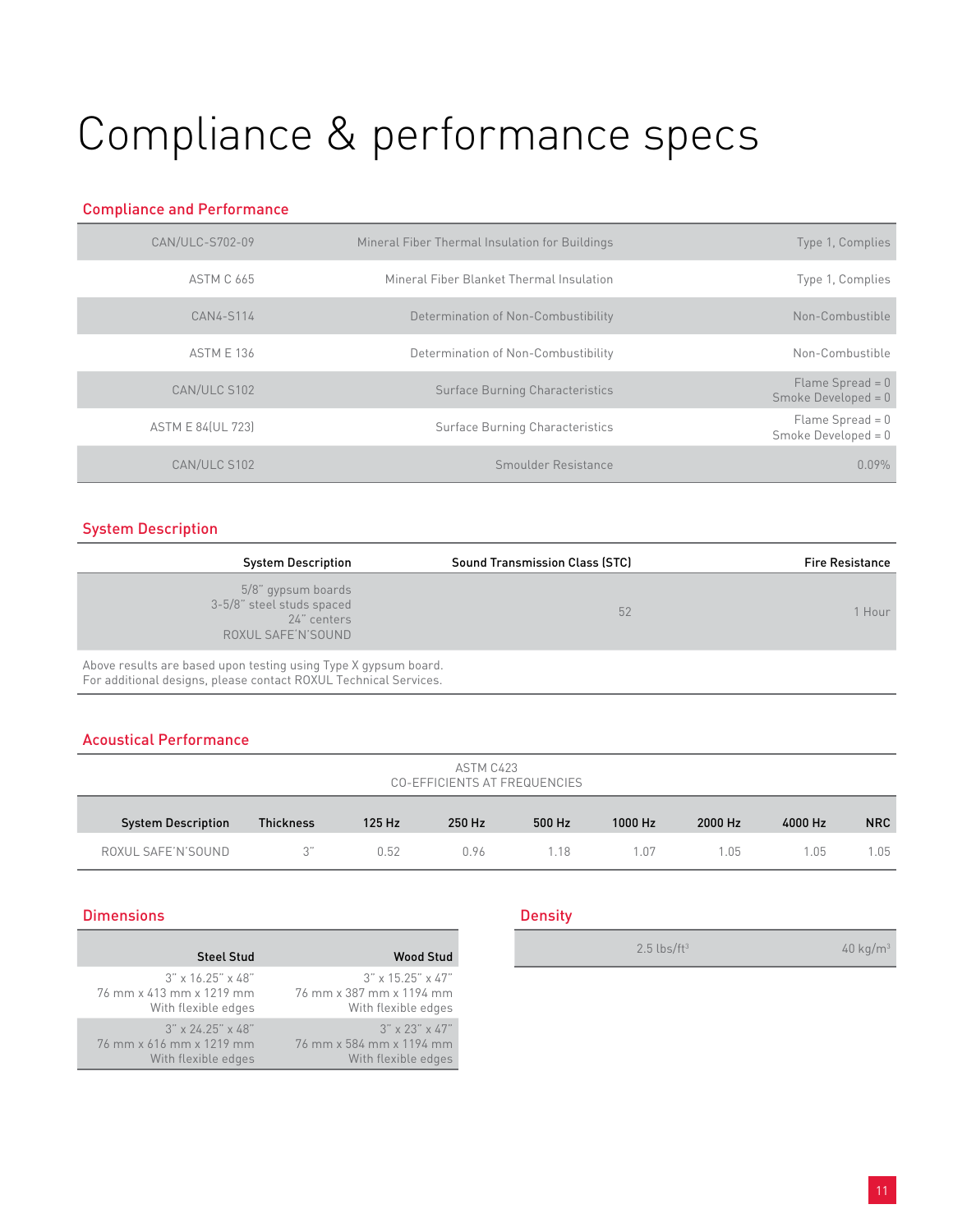# Compliance & performance specs

## Compliance and Performance

| | | |
|---|---|---|
| CAN/ULC-S702-09 | Mineral Fiber Thermal Insulation for Buildings | Type 1, Complies |
| ASTM C 665 | Mineral Fiber Blanket Thermal Insulation | Type 1, Complies |
| CAN4-S114 | Determination of Non-Combustibility | Non-Combustible |
| ASTM E 136 | Determination of Non-Combustibility | Non-Combustible |
| CAN/ULC S102 | Surface Burning Characteristics | Flame Spread = 0<br>Smoke Developed = 0 |
| ASTM E 84(UL 723) | Surface Burning Characteristics | Flame Spread = 0<br>Smoke Developed = 0 |
| CAN/ULC S102 | Smoulder Resistance | 0.09% |

## System Description

| System Description | Sound Transmission Class (STC) | Fire Resistance |
|---|---|---|
| 5/8" gypsum boards<br>3-5/8" steel studs spaced 24" centers<br>ROXUL SAFE'N'SOUND | 52 | 1 Hour |

Above results are based upon testing using Type X gypsum board.
For additional designs, please contact ROXUL Technical Services.

## Acoustical Performance

| | | ASTM C423 CO-EFFICIENTS AT FREQUENCIES | | | | | | |
|---|---|---|---|---|---|---|---|---|
| **System Description** | **Thickness** | **125 Hz** | **250 Hz** | **500 Hz** | **1000 Hz** | **2000 Hz** | **4000 Hz** | **NRC** |
| ROXUL SAFE'N'SOUND | 3" | 0.52 | 0.96 | 1.18 | 1.07 | 1.05 | 1.05 | 1.05 |

## Dimensions

| Steel Stud | Wood Stud |
|---|---|
| 3" x 16.25" x 48"<br>76 mm x 413 mm x 1219 mm<br>With flexible edges | 3" x 15.25" x 47"<br>76 mm x 387 mm x 1194 mm<br>With flexible edges |
| 3" x 24.25" x 48"<br>76 mm x 616 mm x 1219 mm<br>With flexible edges | 3" x 23" x 47"<br>76 mm x 584 mm x 1194 mm<br>With flexible edges |

## Density

| | |
|---|---|
| 2.5 lbs/ft$^3$ | 40 kg/m$^3$ |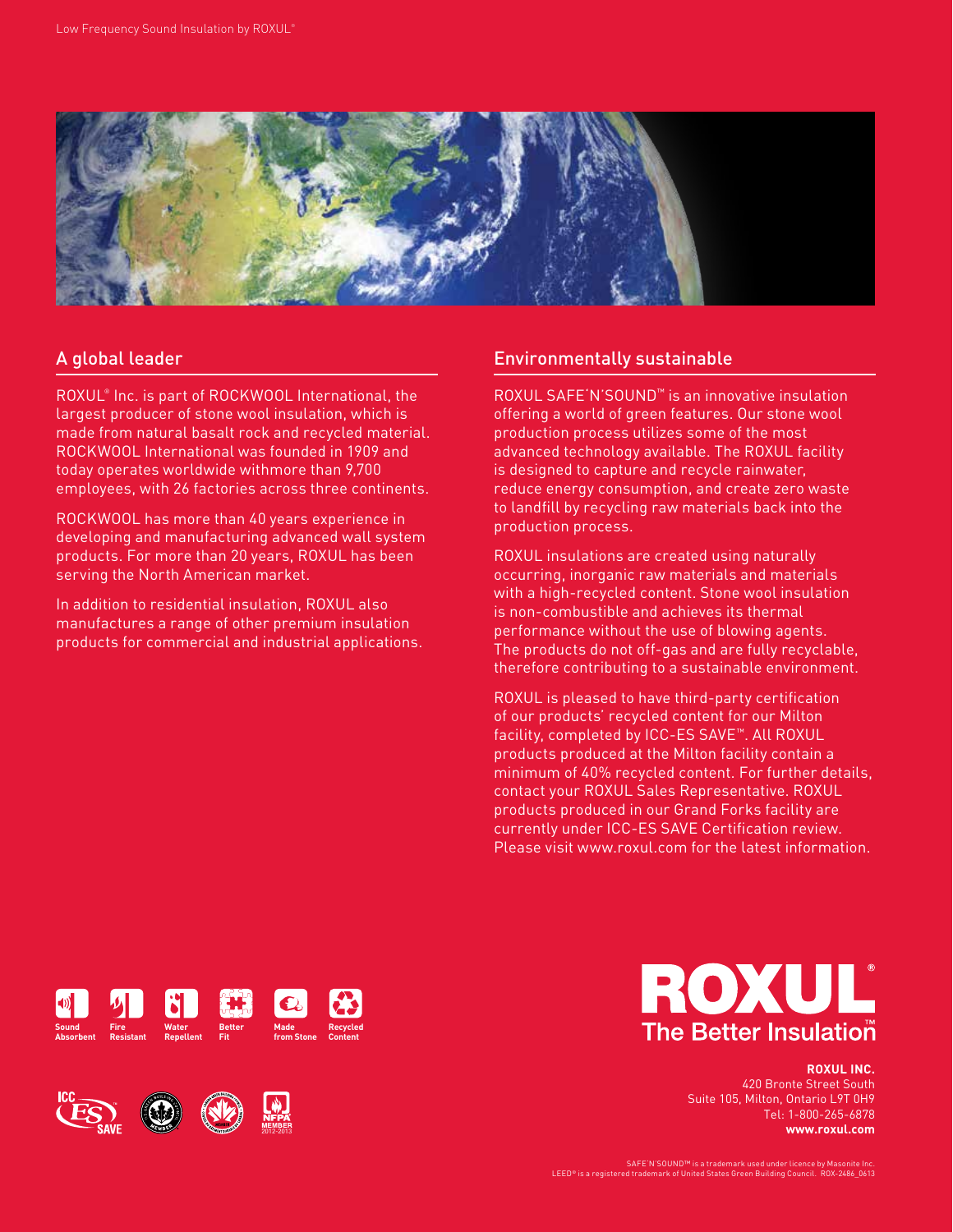## A global leader

ROXUL® Inc. is part of ROCKWOOL International, the largest producer of stone wool insulation, which is made from natural basalt rock and recycled material. ROCKWOOL International was founded in 1909 and today operates worldwide withmore than 9,700 employees, with 26 factories across three continents.

ROCKWOOL has more than 40 years experience in developing and manufacturing advanced wall system products. For more than 20 years, ROXUL has been serving the North American market.

In addition to residential insulation, ROXUL also manufactures a range of other premium insulation products for commercial and industrial applications.

## Environmentally sustainable

ROXUL SAFE'N'SOUND™ is an innovative insulation offering a world of green features. Our stone wool production process utilizes some of the most advanced technology available. The ROXUL facility is designed to capture and recycle rainwater, reduce energy consumption, and create zero waste to landfill by recycling raw materials back into the production process.

ROXUL insulations are created using naturally occurring, inorganic raw materials and materials with a high-recycled content. Stone wool insulation is non-combustible and achieves its thermal performance without the use of blowing agents. The products do not off-gas and are fully recyclable, therefore contributing to a sustainable environment.

ROXUL is pleased to have third-party certification of our products' recycled content for our Milton facility, completed by ICC-ES SAVE™. All ROXUL products produced at the Milton facility contain a minimum of 40% recycled content. For further details, contact your ROXUL Sales Representative. ROXUL products produced in our Grand Forks facility are currently under ICC-ES SAVE Certification review. Please visit www.roxul.com for the latest information.

Sound Absorbent | Fire Resistant | Water Repellent | Better Fit | Made from Stone | Recycled Content

ICC ES SAVE

NFPA MEMBER 2012-2013

ROXUL®
The Better Insulation™

**ROXUL INC.**
420 Bronte Street South
Suite 105, Milton, Ontario L9T 0H9
Tel: 1-800-265-6878
**www.roxul.com**

SAFE'N'SOUND™ is a trademark used under licence by Masonite Inc.
LEED® is a registered trademark of United States Green Building Council. ROX-2486_0613